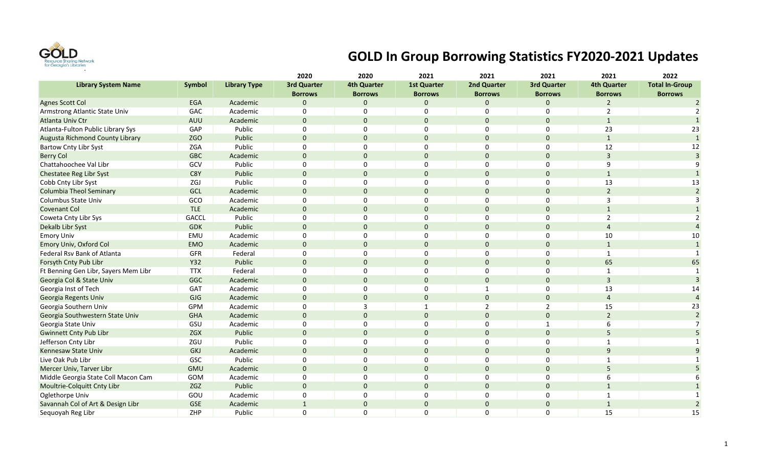# GOLD In Group Borrowing Statistics FY2020-2021 Updates

| Library System Name | Symbol | Library Type | 2020 3rd Quarter Borrows | 2020 4th Quarter Borrows | 2021 1st Quarter Borrows | 2021 2nd Quarter Borrows | 2021 3rd Quarter Borrows | 2021 4th Quarter Borrows | 2022 Total In-Group Borrows |
|---|---|---|---|---|---|---|---|---|---|
| Agnes Scott Col | EGA | Academic | 0 | 0 | 0 | 0 | 0 | 2 | 2 |
| Armstrong Atlantic State Univ | GAC | Academic | 0 | 0 | 0 | 0 | 0 | 2 | 2 |
| Atlanta Univ Ctr | AUU | Academic | 0 | 0 | 0 | 0 | 0 | 1 | 1 |
| Atlanta-Fulton Public Library Sys | GAP | Public | 0 | 0 | 0 | 0 | 0 | 23 | 23 |
| Augusta Richmond County Library | ZGO | Public | 0 | 0 | 0 | 0 | 0 | 1 | 1 |
| Bartow Cnty Libr Syst | ZGA | Public | 0 | 0 | 0 | 0 | 0 | 12 | 12 |
| Berry Col | GBC | Academic | 0 | 0 | 0 | 0 | 0 | 3 | 3 |
| Chattahoochee Val Libr | GCV | Public | 0 | 0 | 0 | 0 | 0 | 9 | 9 |
| Chestatee Reg Libr Syst | C8Y | Public | 0 | 0 | 0 | 0 | 0 | 1 | 1 |
| Cobb Cnty Libr Syst | ZGJ | Public | 0 | 0 | 0 | 0 | 0 | 13 | 13 |
| Columbia Theol Seminary | GCL | Academic | 0 | 0 | 0 | 0 | 0 | 2 | 2 |
| Columbus State Univ | GCO | Academic | 0 | 0 | 0 | 0 | 0 | 3 | 3 |
| Covenant Col | TLE | Academic | 0 | 0 | 0 | 0 | 0 | 1 | 1 |
| Coweta Cnty Libr Sys | GACCL | Public | 0 | 0 | 0 | 0 | 0 | 2 | 2 |
| Dekalb Libr Syst | GDK | Public | 0 | 0 | 0 | 0 | 0 | 4 | 4 |
| Emory Univ | EMU | Academic | 0 | 0 | 0 | 0 | 0 | 10 | 10 |
| Emory Univ, Oxford Col | EMO | Academic | 0 | 0 | 0 | 0 | 0 | 1 | 1 |
| Federal Rsv Bank of Atlanta | GFR | Federal | 0 | 0 | 0 | 0 | 0 | 1 | 1 |
| Forsyth Cnty Pub Libr | Y32 | Public | 0 | 0 | 0 | 0 | 0 | 65 | 65 |
| Ft Benning Gen Libr, Sayers Mem Libr | TTX | Federal | 0 | 0 | 0 | 0 | 0 | 1 | 1 |
| Georgia Col & State Univ | GGC | Academic | 0 | 0 | 0 | 0 | 0 | 3 | 3 |
| Georgia Inst of Tech | GAT | Academic | 0 | 0 | 0 | 1 | 0 | 13 | 14 |
| Georgia Regents Univ | GJG | Academic | 0 | 0 | 0 | 0 | 0 | 4 | 4 |
| Georgia Southern Univ | GPM | Academic | 0 | 3 | 1 | 2 | 2 | 15 | 23 |
| Georgia Southwestern State Univ | GHA | Academic | 0 | 0 | 0 | 0 | 0 | 2 | 2 |
| Georgia State Univ | GSU | Academic | 0 | 0 | 0 | 0 | 1 | 6 | 7 |
| Gwinnett Cnty Pub Libr | ZGX | Public | 0 | 0 | 0 | 0 | 0 | 5 | 5 |
| Jefferson Cnty Libr | ZGU | Public | 0 | 0 | 0 | 0 | 0 | 1 | 1 |
| Kennesaw State Univ | GKJ | Academic | 0 | 0 | 0 | 0 | 0 | 9 | 9 |
| Live Oak Pub Libr | GSC | Public | 0 | 0 | 0 | 0 | 0 | 1 | 1 |
| Mercer Univ, Tarver Libr | GMU | Academic | 0 | 0 | 0 | 0 | 0 | 5 | 5 |
| Middle Georgia State Coll Macon Cam | GOM | Academic | 0 | 0 | 0 | 0 | 0 | 6 | 6 |
| Moultrie-Colquitt Cnty Libr | ZGZ | Public | 0 | 0 | 0 | 0 | 0 | 1 | 1 |
| Oglethorpe Univ | GOU | Academic | 0 | 0 | 0 | 0 | 0 | 1 | 1 |
| Savannah Col of Art & Design Libr | GSE | Academic | 1 | 0 | 0 | 0 | 0 | 1 | 2 |
| Sequoyah Reg Libr | ZHP | Public | 0 | 0 | 0 | 0 | 0 | 15 | 15 |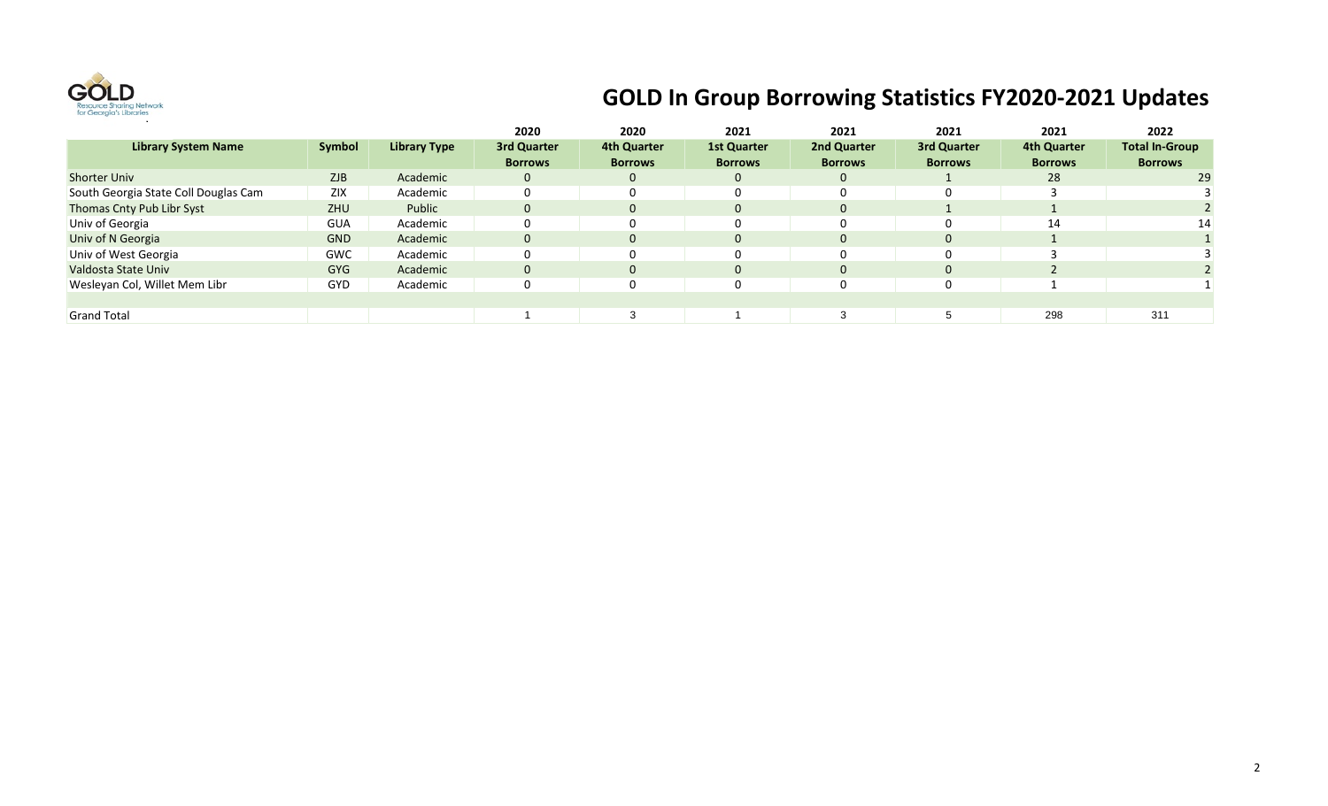# GOLD In Group Borrowing Statistics FY2020-2021 Updates

| Library System Name | Symbol | Library Type | 2020 3rd Quarter Borrows | 2020 4th Quarter Borrows | 2021 1st Quarter Borrows | 2021 2nd Quarter Borrows | 2021 3rd Quarter Borrows | 2021 4th Quarter Borrows | 2022 Total In-Group Borrows |
|---|---|---|---|---|---|---|---|---|---|
| Shorter Univ | ZJB | Academic | 0 | 0 | 0 | 0 | 1 | 28 | 29 |
| South Georgia State Coll Douglas Cam | ZIX | Academic | 0 | 0 | 0 | 0 | 0 | 3 | 3 |
| Thomas Cnty Pub Libr Syst | ZHU | Public | 0 | 0 | 0 | 0 | 1 | 1 | 2 |
| Univ of Georgia | GUA | Academic | 0 | 0 | 0 | 0 | 0 | 14 | 14 |
| Univ of N Georgia | GND | Academic | 0 | 0 | 0 | 0 | 0 | 1 | 1 |
| Univ of West Georgia | GWC | Academic | 0 | 0 | 0 | 0 | 0 | 3 | 3 |
| Valdosta State Univ | GYG | Academic | 0 | 0 | 0 | 0 | 0 | 2 | 2 |
| Wesleyan Col, Willet Mem Libr | GYD | Academic | 0 | 0 | 0 | 0 | 0 | 1 | 1 |
| | | | | | | | | | |
| Grand Total | | | 1 | 3 | 1 | 3 | 5 | 298 | 311 |